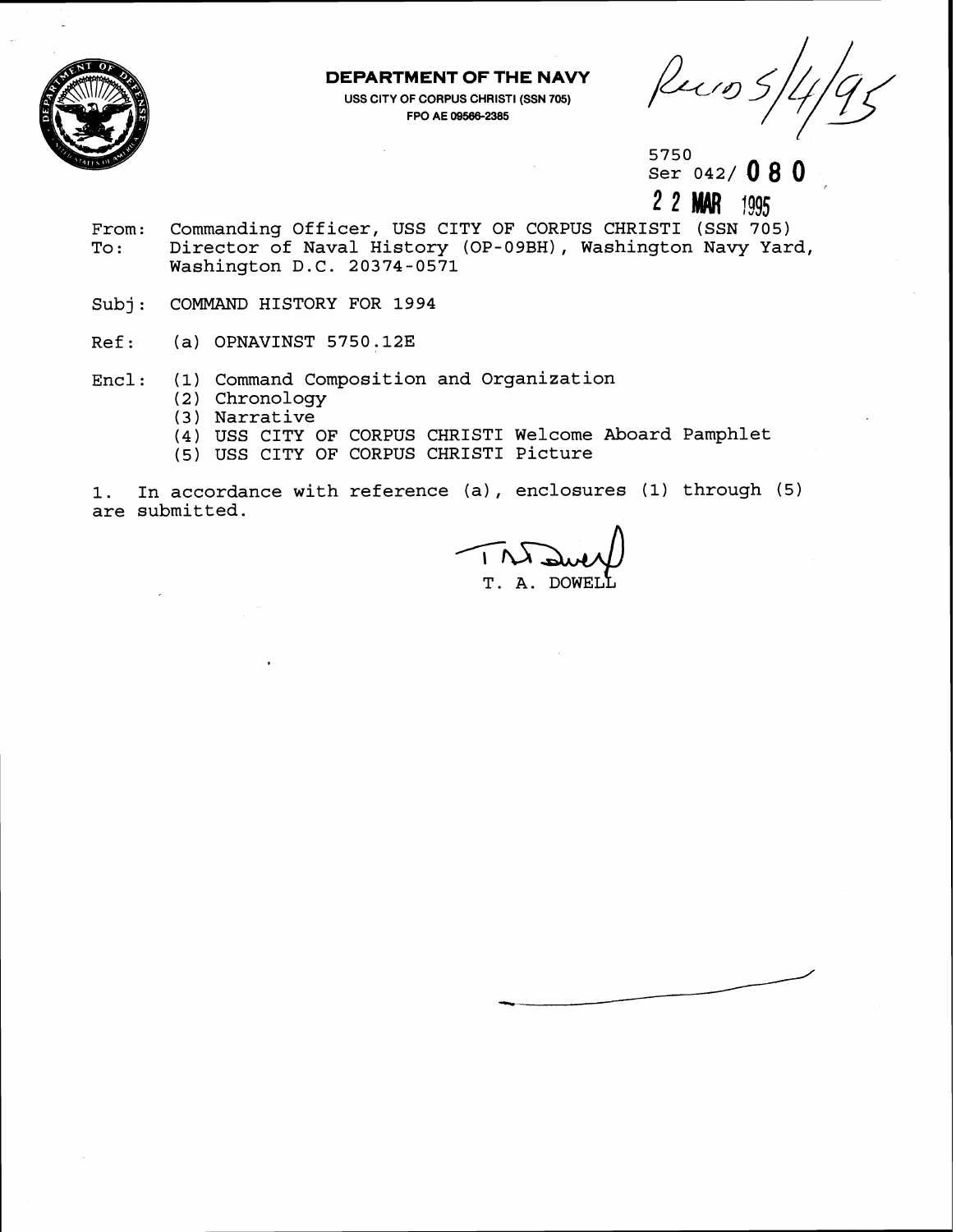**DEPARTMENT OF THE NAVY**

USS CITY OF CORPUS CHRISTI (SSN 705)
FPO AE 09566-2385

Recd 5/4/95

5750
Ser 042/ **080**
**22 MAR 1995**

From: Commanding Officer, USS CITY OF CORPUS CHRISTI (SSN 705)
To: Director of Naval History (OP-09BH), Washington Navy Yard, Washington D.C. 20374-0571

Subj: COMMAND HISTORY FOR 1994

Ref: (a) OPNAVINST 5750.12E

Encl: (1) Command Composition and Organization
(2) Chronology
(3) Narrative
(4) USS CITY OF CORPUS CHRISTI Welcome Aboard Pamphlet
(5) USS CITY OF CORPUS CHRISTI Picture

1. In accordance with reference (a), enclosures (1) through (5) are submitted.

T. A. DOWELL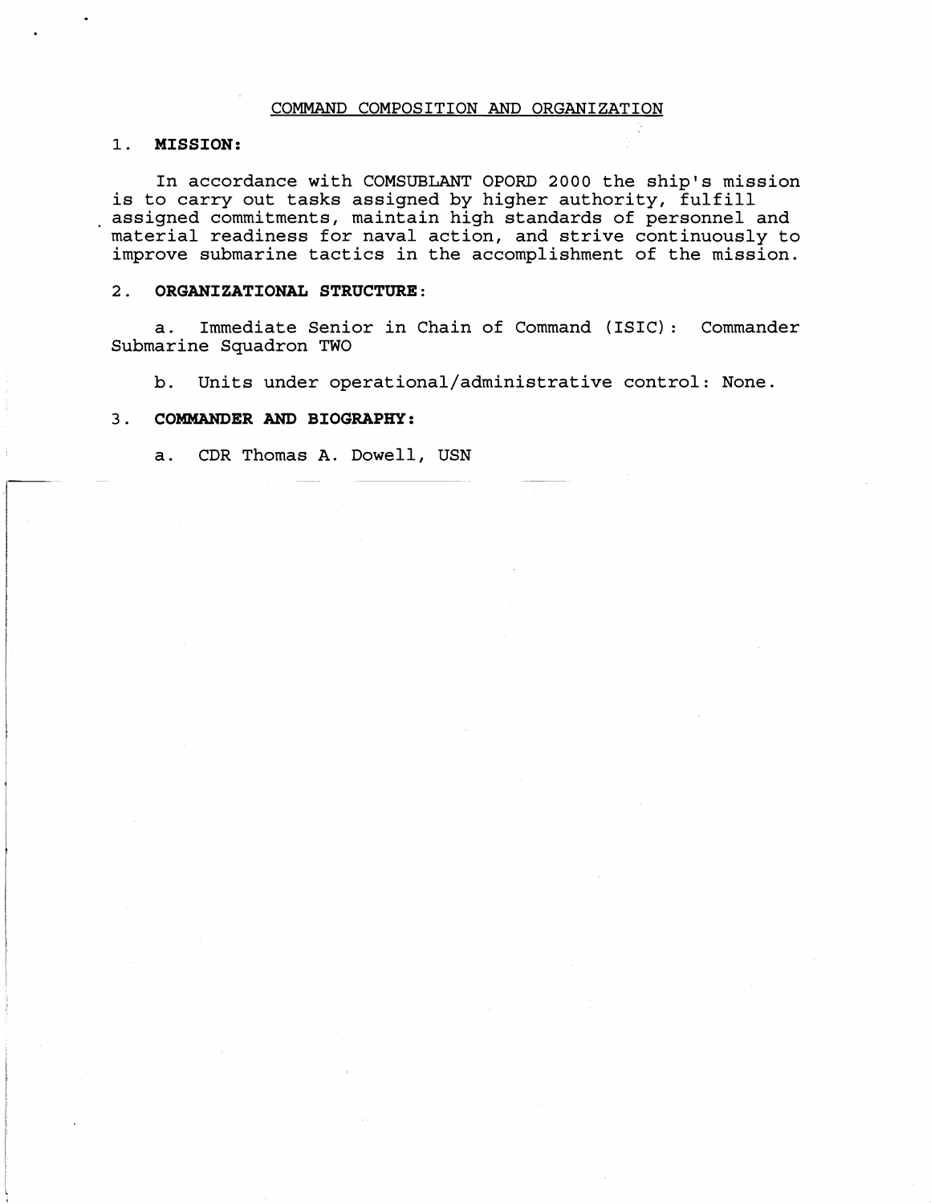## COMMAND COMPOSITION AND ORGANIZATION

1. **MISSION:**

In accordance with COMSUBLANT OPORD 2000 the ship's mission is to carry out tasks assigned by higher authority, fulfill assigned commitments, maintain high standards of personnel and material readiness for naval action, and strive continuously to improve submarine tactics in the accomplishment of the mission.

2. **ORGANIZATIONAL STRUCTURE:**

a. Immediate Senior in Chain of Command (ISIC): Commander Submarine Squadron TWO

b. Units under operational/administrative control: None.

3. **COMMANDER AND BIOGRAPHY:**

a. CDR Thomas A. Dowell, USN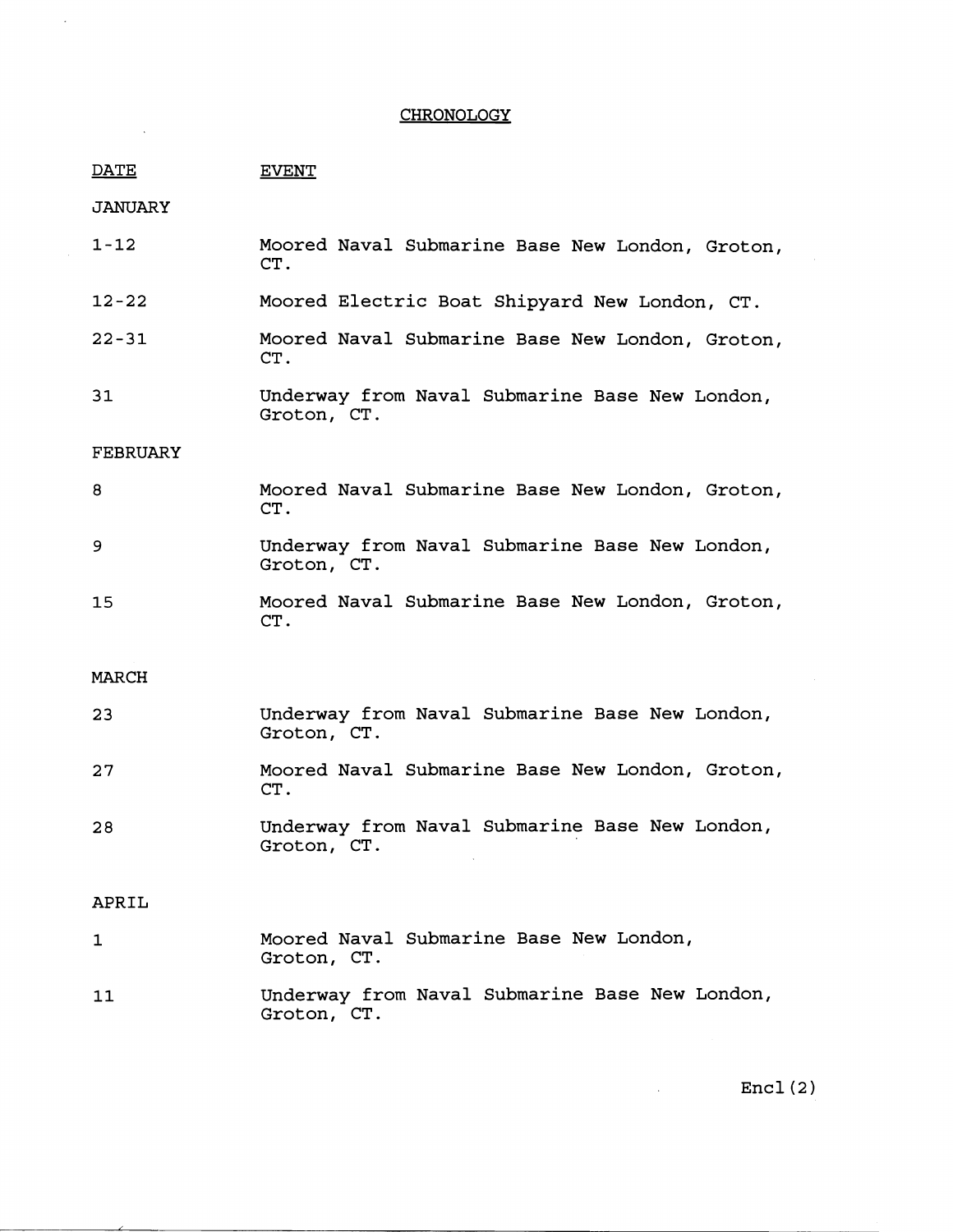## CHRONOLOGY

| DATE | EVENT |
|---|---|
| **JANUARY** | |
| 1-12 | Moored Naval Submarine Base New London, Groton, CT. |
| 12-22 | Moored Electric Boat Shipyard New London, CT. |
| 22-31 | Moored Naval Submarine Base New London, Groton, CT. |
| 31 | Underway from Naval Submarine Base New London, Groton, CT. |
| **FEBRUARY** | |
| 8 | Moored Naval Submarine Base New London, Groton, CT. |
| 9 | Underway from Naval Submarine Base New London, Groton, CT. |
| 15 | Moored Naval Submarine Base New London, Groton, CT. |
| **MARCH** | |
| 23 | Underway from Naval Submarine Base New London, Groton, CT. |
| 27 | Moored Naval Submarine Base New London, Groton, CT. |
| 28 | Underway from Naval Submarine Base New London, Groton, CT. |
| **APRIL** | |
| 1 | Moored Naval Submarine Base New London, Groton, CT. |
| 11 | Underway from Naval Submarine Base New London, Groton, CT. |

Encl(2)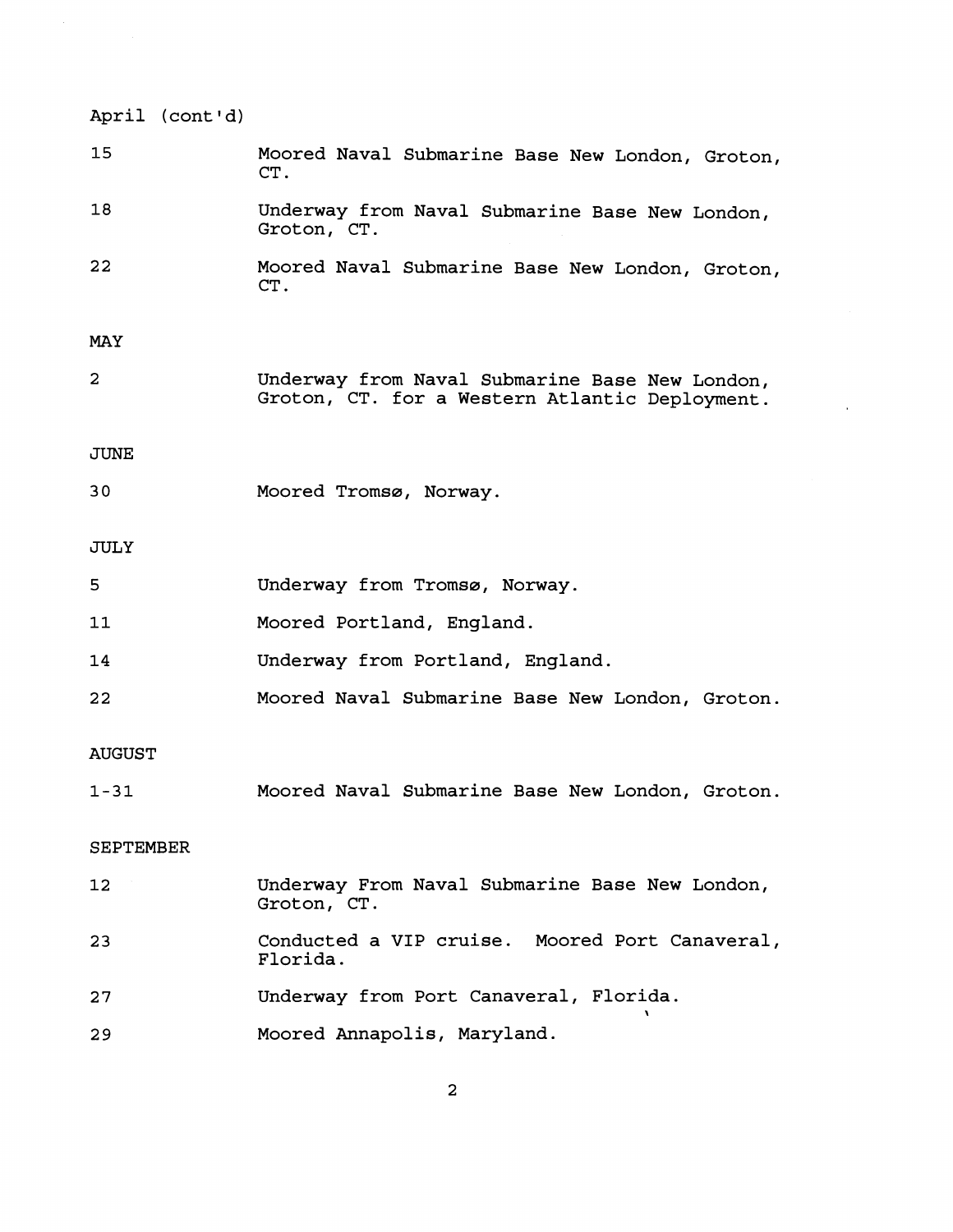April (cont'd)

| | |
|---|---|
| 15 | Moored Naval Submarine Base New London, Groton, CT. |
| 18 | Underway from Naval Submarine Base New London, Groton, CT. |
| 22 | Moored Naval Submarine Base New London, Groton, CT. |

MAY

| | |
|---|---|
| 2 | Underway from Naval Submarine Base New London, Groton, CT. for a Western Atlantic Deployment. |

JUNE

| | |
|---|---|
| 30 | Moored Tromsø, Norway. |

JULY

| | |
|---|---|
| 5 | Underway from Tromsø, Norway. |
| 11 | Moored Portland, England. |
| 14 | Underway from Portland, England. |
| 22 | Moored Naval Submarine Base New London, Groton. |

AUGUST

| | |
|---|---|
| 1-31 | Moored Naval Submarine Base New London, Groton. |

SEPTEMBER

| | |
|---|---|
| 12 | Underway From Naval Submarine Base New London, Groton, CT. |
| 23 | Conducted a VIP cruise. Moored Port Canaveral, Florida. |
| 27 | Underway from Port Canaveral, Florida. |
| 29 | Moored Annapolis, Maryland. |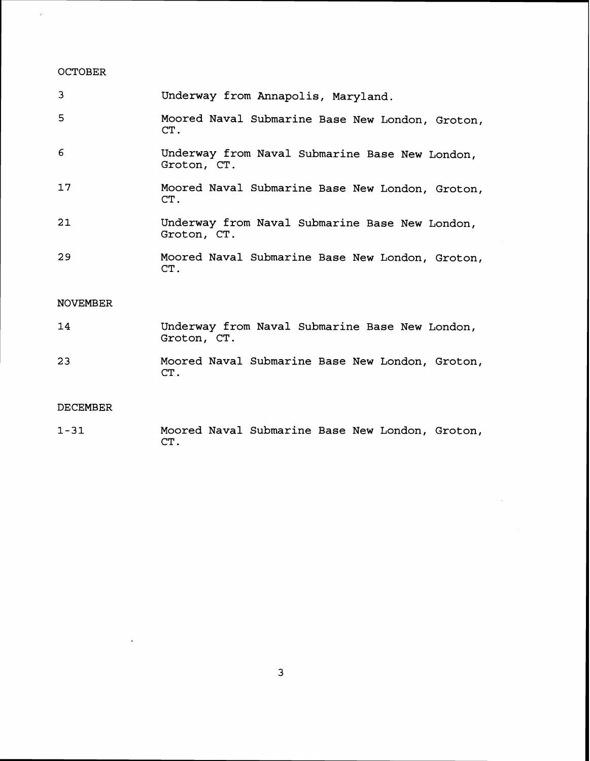OCTOBER

| | |
|---|---|
| 3 | Underway from Annapolis, Maryland. |
| 5 | Moored Naval Submarine Base New London, Groton, CT. |
| 6 | Underway from Naval Submarine Base New London, Groton, CT. |
| 17 | Moored Naval Submarine Base New London, Groton, CT. |
| 21 | Underway from Naval Submarine Base New London, Groton, CT. |
| 29 | Moored Naval Submarine Base New London, Groton, CT. |

NOVEMBER

| | |
|---|---|
| 14 | Underway from Naval Submarine Base New London, Groton, CT. |
| 23 | Moored Naval Submarine Base New London, Groton, CT. |

DECEMBER

| | |
|---|---|
| 1-31 | Moored Naval Submarine Base New London, Groton, CT. |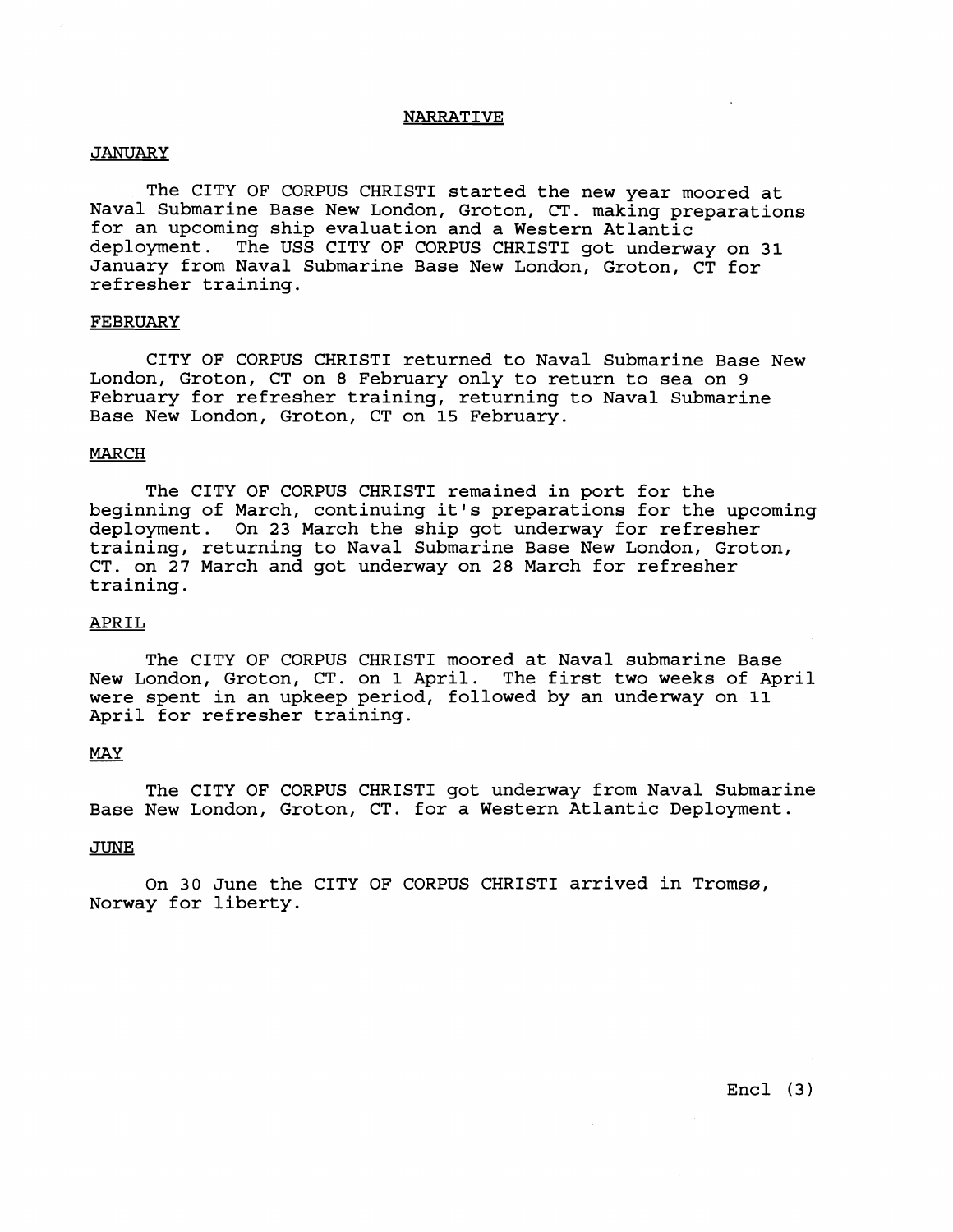## NARRATIVE

### JANUARY

The CITY OF CORPUS CHRISTI started the new year moored at Naval Submarine Base New London, Groton, CT. making preparations for an upcoming ship evaluation and a Western Atlantic deployment. The USS CITY OF CORPUS CHRISTI got underway on 31 January from Naval Submarine Base New London, Groton, CT for refresher training.

### FEBRUARY

CITY OF CORPUS CHRISTI returned to Naval Submarine Base New London, Groton, CT on 8 February only to return to sea on 9 February for refresher training, returning to Naval Submarine Base New London, Groton, CT on 15 February.

### MARCH

The CITY OF CORPUS CHRISTI remained in port for the beginning of March, continuing it's preparations for the upcoming deployment. On 23 March the ship got underway for refresher training, returning to Naval Submarine Base New London, Groton, CT. on 27 March and got underway on 28 March for refresher training.

### APRIL

The CITY OF CORPUS CHRISTI moored at Naval submarine Base New London, Groton, CT. on 1 April. The first two weeks of April were spent in an upkeep period, followed by an underway on 11 April for refresher training.

### MAY

The CITY OF CORPUS CHRISTI got underway from Naval Submarine Base New London, Groton, CT. for a Western Atlantic Deployment.

### JUNE

On 30 June the CITY OF CORPUS CHRISTI arrived in Tromsø, Norway for liberty.

Encl (3)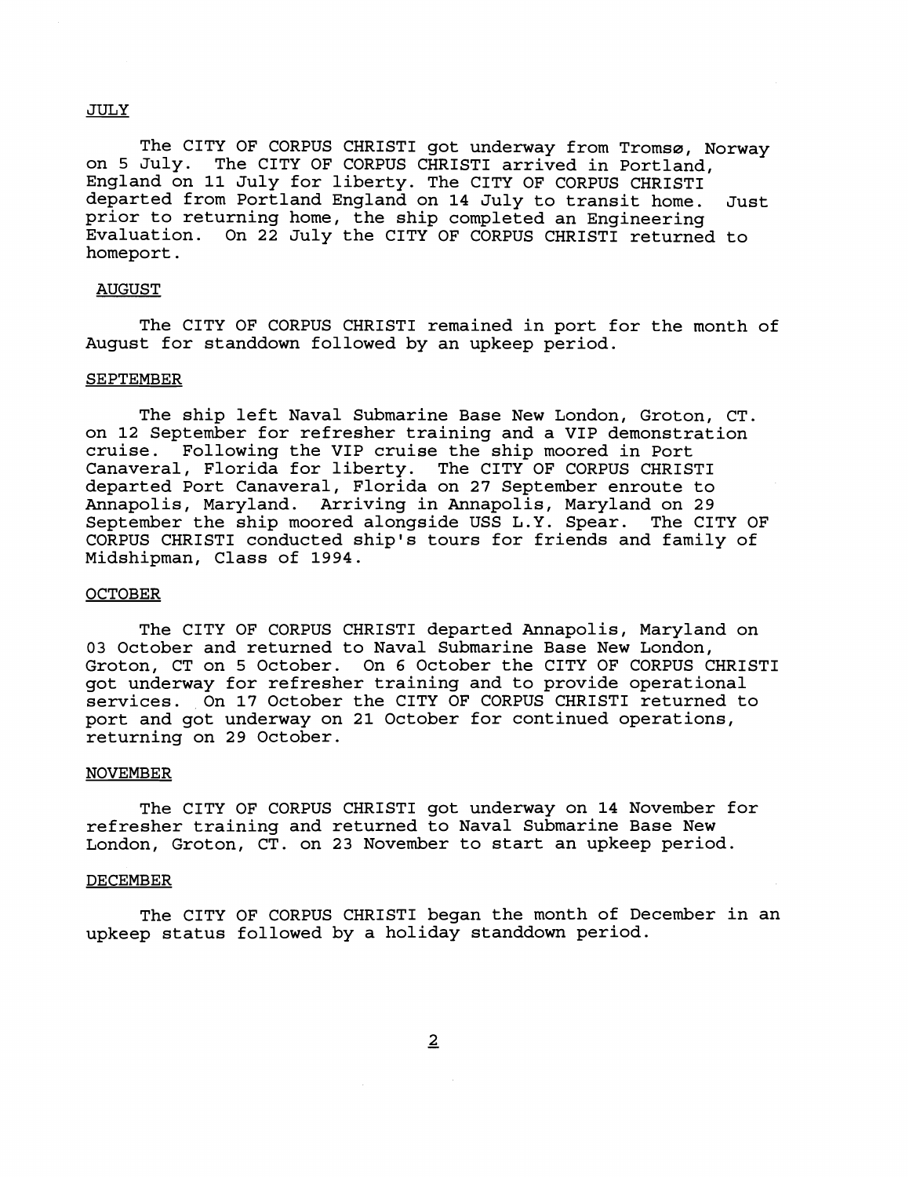## JULY

The CITY OF CORPUS CHRISTI got underway from Tromsø, Norway on 5 July. The CITY OF CORPUS CHRISTI arrived in Portland, England on 11 July for liberty. The CITY OF CORPUS CHRISTI departed from Portland England on 14 July to transit home. Just prior to returning home, the ship completed an Engineering Evaluation. On 22 July the CITY OF CORPUS CHRISTI returned to homeport.

## AUGUST

The CITY OF CORPUS CHRISTI remained in port for the month of August for standdown followed by an upkeep period.

## SEPTEMBER

The ship left Naval Submarine Base New London, Groton, CT. on 12 September for refresher training and a VIP demonstration cruise. Following the VIP cruise the ship moored in Port Canaveral, Florida for liberty. The CITY OF CORPUS CHRISTI departed Port Canaveral, Florida on 27 September enroute to Annapolis, Maryland. Arriving in Annapolis, Maryland on 29 September the ship moored alongside USS L.Y. Spear. The CITY OF CORPUS CHRISTI conducted ship's tours for friends and family of Midshipman, Class of 1994.

## OCTOBER

The CITY OF CORPUS CHRISTI departed Annapolis, Maryland on 03 October and returned to Naval Submarine Base New London, Groton, CT on 5 October. On 6 October the CITY OF CORPUS CHRISTI got underway for refresher training and to provide operational services. On 17 October the CITY OF CORPUS CHRISTI returned to port and got underway on 21 October for continued operations, returning on 29 October.

## NOVEMBER

The CITY OF CORPUS CHRISTI got underway on 14 November for refresher training and returned to Naval Submarine Base New London, Groton, CT. on 23 November to start an upkeep period.

## DECEMBER

The CITY OF CORPUS CHRISTI began the month of December in an upkeep status followed by a holiday standdown period.